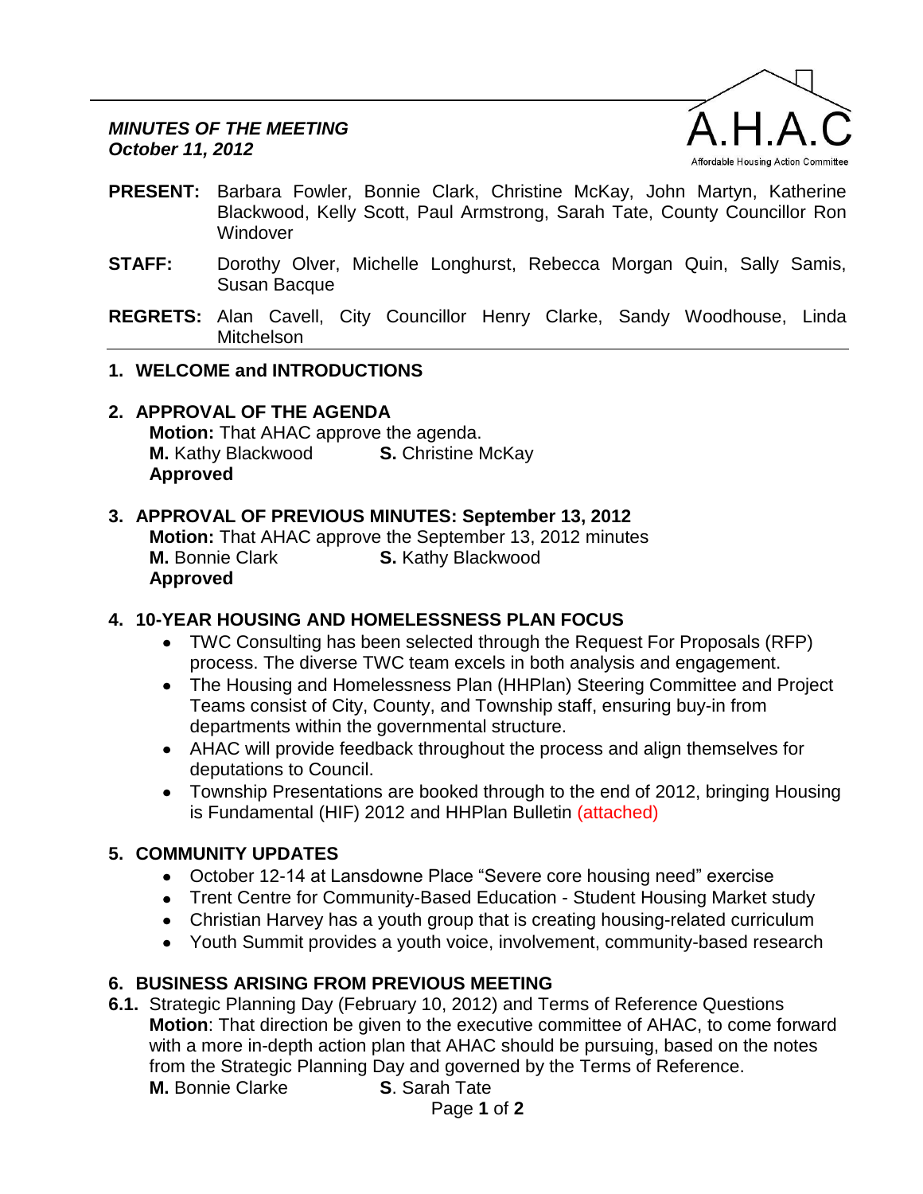***MINUTES OF THE MEETING***
***October 11, 2012***

A.H.A.C
Affordable Housing Action Committee

**PRESENT:** Barbara Fowler, Bonnie Clark, Christine McKay, John Martyn, Katherine Blackwood, Kelly Scott, Paul Armstrong, Sarah Tate, County Councillor Ron Windover

**STAFF:** Dorothy Olver, Michelle Longhurst, Rebecca Morgan Quin, Sally Samis, Susan Bacque

**REGRETS:** Alan Cavell, City Councillor Henry Clarke, Sandy Woodhouse, Linda Mitchelson

## 1. WELCOME and INTRODUCTIONS

## 2. APPROVAL OF THE AGENDA

**Motion:** That AHAC approve the agenda.
**M.** Kathy Blackwood **S.** Christine McKay
**Approved**

## 3. APPROVAL OF PREVIOUS MINUTES: September 13, 2012

**Motion:** That AHAC approve the September 13, 2012 minutes
**M.** Bonnie Clark **S.** Kathy Blackwood
**Approved**

## 4. 10-YEAR HOUSING AND HOMELESSNESS PLAN FOCUS

- TWC Consulting has been selected through the Request For Proposals (RFP) process. The diverse TWC team excels in both analysis and engagement.
- The Housing and Homelessness Plan (HHPlan) Steering Committee and Project Teams consist of City, County, and Township staff, ensuring buy-in from departments within the governmental structure.
- AHAC will provide feedback throughout the process and align themselves for deputations to Council.
- Township Presentations are booked through to the end of 2012, bringing Housing is Fundamental (HIF) 2012 and HHPlan Bulletin (attached)

## 5. COMMUNITY UPDATES

- October 12-14 at Lansdowne Place "Severe core housing need" exercise
- Trent Centre for Community-Based Education - Student Housing Market study
- Christian Harvey has a youth group that is creating housing-related curriculum
- Youth Summit provides a youth voice, involvement, community-based research

## 6. BUSINESS ARISING FROM PREVIOUS MEETING

**6.1.** Strategic Planning Day (February 10, 2012) and Terms of Reference Questions
**Motion**: That direction be given to the executive committee of AHAC, to come forward with a more in-depth action plan that AHAC should be pursuing, based on the notes from the Strategic Planning Day and governed by the Terms of Reference.
**M.** Bonnie Clarke **S**. Sarah Tate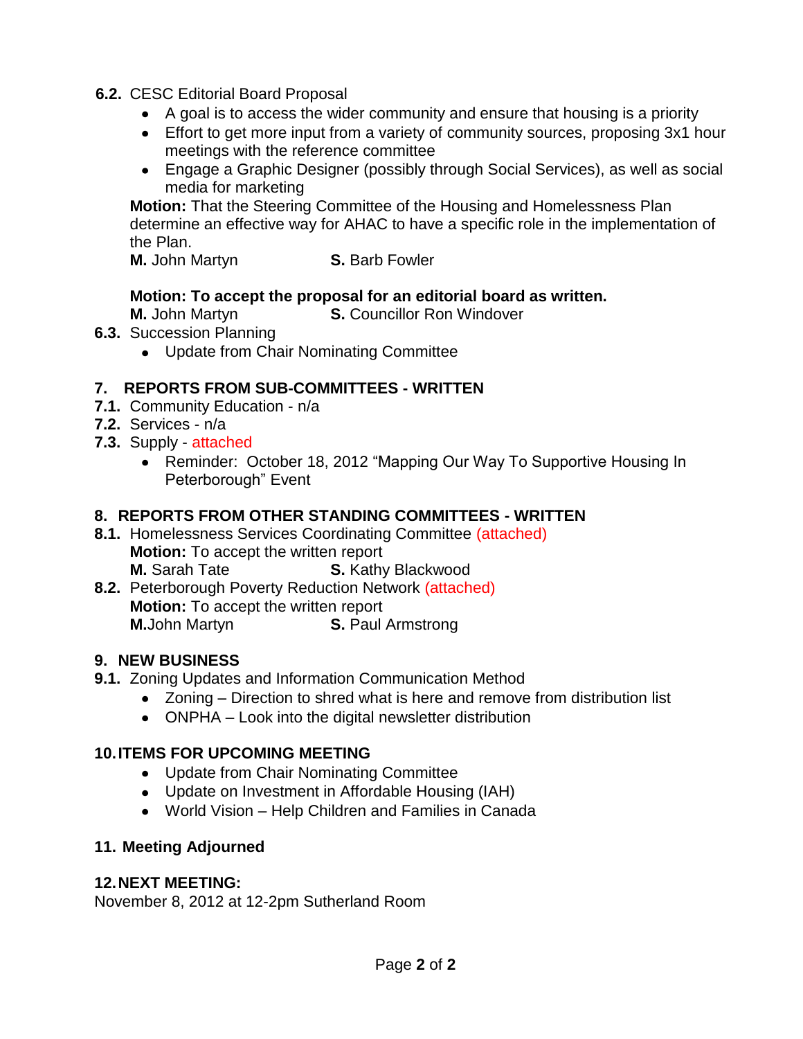**6.2.** CESC Editorial Board Proposal

- A goal is to access the wider community and ensure that housing is a priority
- Effort to get more input from a variety of community sources, proposing 3x1 hour meetings with the reference committee
- Engage a Graphic Designer (possibly through Social Services), as well as social media for marketing

**Motion:** That the Steering Committee of the Housing and Homelessness Plan determine an effective way for AHAC to have a specific role in the implementation of the Plan.

**M.** John Martyn **S.** Barb Fowler

**Motion: To accept the proposal for an editorial board as written.**

**M.** John Martyn **S.** Councillor Ron Windover

**6.3.** Succession Planning

- Update from Chair Nominating Committee

## 7. REPORTS FROM SUB-COMMITTEES - WRITTEN

**7.1.** Community Education - n/a

**7.2.** Services - n/a

**7.3.** Supply - attached

- Reminder: October 18, 2012 "Mapping Our Way To Supportive Housing In Peterborough" Event

## 8. REPORTS FROM OTHER STANDING COMMITTEES - WRITTEN

**8.1.** Homelessness Services Coordinating Committee (attached)

**Motion:** To accept the written report

**M.** Sarah Tate **S.** Kathy Blackwood

**8.2.** Peterborough Poverty Reduction Network (attached)

**Motion:** To accept the written report

**M.** John Martyn **S.** Paul Armstrong

## 9. NEW BUSINESS

**9.1.** Zoning Updates and Information Communication Method

- Zoning – Direction to shred what is here and remove from distribution list
- ONPHA – Look into the digital newsletter distribution

## 10. ITEMS FOR UPCOMING MEETING

- Update from Chair Nominating Committee
- Update on Investment in Affordable Housing (IAH)
- World Vision – Help Children and Families in Canada

## 11. Meeting Adjourned

## 12. NEXT MEETING:

November 8, 2012 at 12-2pm Sutherland Room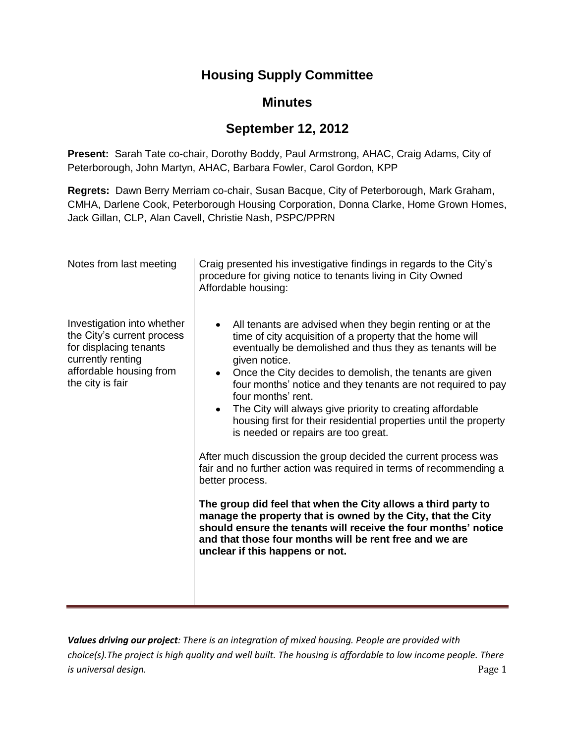# Housing Supply Committee

## Minutes

## September 12, 2012

**Present:** Sarah Tate co-chair, Dorothy Boddy, Paul Armstrong, AHAC, Craig Adams, City of Peterborough, John Martyn, AHAC, Barbara Fowler, Carol Gordon, KPP

**Regrets:** Dawn Berry Merriam co-chair, Susan Bacque, City of Peterborough, Mark Graham, CMHA, Darlene Cook, Peterborough Housing Corporation, Donna Clarke, Home Grown Homes, Jack Gillan, CLP, Alan Cavell, Christie Nash, PSPC/PPRN

| | |
|---|---|
| Notes from last meeting | Craig presented his investigative findings in regards to the City's procedure for giving notice to tenants living in City Owned Affordable housing: |
| Investigation into whether the City's current process for displacing tenants currently renting affordable housing from the city is fair | • All tenants are advised when they begin renting or at the time of city acquisition of a property that the home will eventually be demolished and thus they as tenants will be given notice.<br>• Once the City decides to demolish, the tenants are given four months' notice and they tenants are not required to pay four months' rent.<br>• The City will always give priority to creating affordable housing first for their residential properties until the property is needed or repairs are too great.<br><br>After much discussion the group decided the current process was fair and no further action was required in terms of recommending a better process.<br><br>**The group did feel that when the City allows a third party to manage the property that is owned by the City, that the City should ensure the tenants will receive the four months' notice and that those four months will be rent free and we are unclear if this happens or not.** |

***Values driving our project**: There is an integration of mixed housing. People are provided with choice(s).The project is high quality and well built. The housing is affordable to low income people. There is universal design.*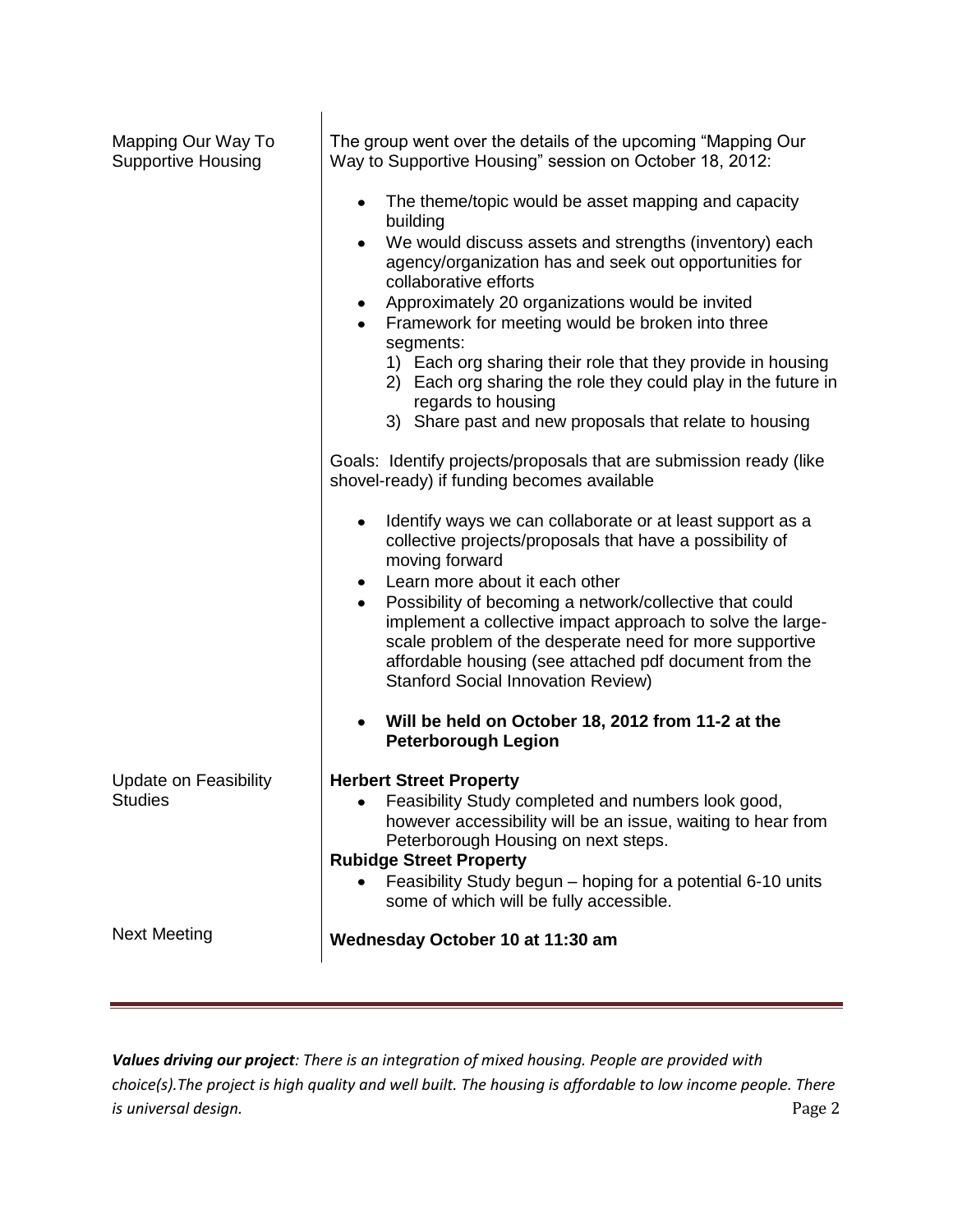| | |
|---|---|
| Mapping Our Way To Supportive Housing | The group went over the details of the upcoming "Mapping Our Way to Supportive Housing" session on October 18, 2012:<br><br>• The theme/topic would be asset mapping and capacity building<br>• We would discuss assets and strengths (inventory) each agency/organization has and seek out opportunities for collaborative efforts<br>• Approximately 20 organizations would be invited<br>• Framework for meeting would be broken into three segments:<br>&nbsp;&nbsp;1) Each org sharing their role that they provide in housing<br>&nbsp;&nbsp;2) Each org sharing the role they could play in the future in regards to housing<br>&nbsp;&nbsp;3) Share past and new proposals that relate to housing<br><br>Goals: Identify projects/proposals that are submission ready (like shovel-ready) if funding becomes available<br><br>• Identify ways we can collaborate or at least support as a collective projects/proposals that have a possibility of moving forward<br>• Learn more about it each other<br>• Possibility of becoming a network/collective that could implement a collective impact approach to solve the large-scale problem of the desperate need for more supportive affordable housing (see attached pdf document from the Stanford Social Innovation Review)<br><br>• **Will be held on October 18, 2012 from 11-2 at the Peterborough Legion** |
| Update on Feasibility Studies | **Herbert Street Property**<br>• Feasibility Study completed and numbers look good, however accessibility will be an issue, waiting to hear from Peterborough Housing on next steps.<br>**Rubidge Street Property**<br>• Feasibility Study begun – hoping for a potential 6-10 units some of which will be fully accessible. |
| Next Meeting | **Wednesday October 10 at 11:30 am** |

---

***Values driving our project**: There is an integration of mixed housing. People are provided with choice(s).The project is high quality and well built. The housing is affordable to low income people. There is universal design.*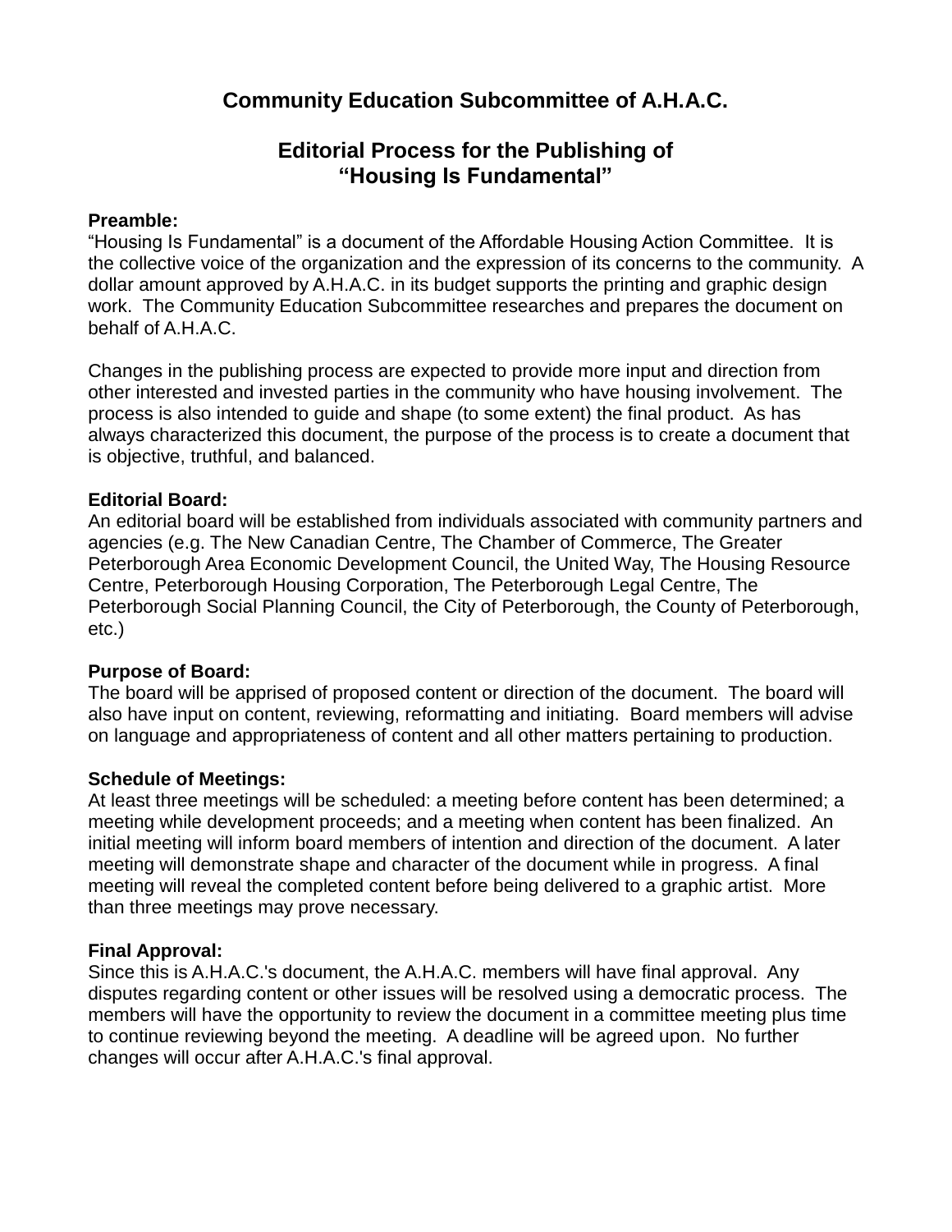# Community Education Subcommittee of A.H.A.C.

## Editorial Process for the Publishing of "Housing Is Fundamental"

**Preamble:**
"Housing Is Fundamental" is a document of the Affordable Housing Action Committee. It is the collective voice of the organization and the expression of its concerns to the community. A dollar amount approved by A.H.A.C. in its budget supports the printing and graphic design work. The Community Education Subcommittee researches and prepares the document on behalf of A.H.A.C.

Changes in the publishing process are expected to provide more input and direction from other interested and invested parties in the community who have housing involvement. The process is also intended to guide and shape (to some extent) the final product. As has always characterized this document, the purpose of the process is to create a document that is objective, truthful, and balanced.

**Editorial Board:**
An editorial board will be established from individuals associated with community partners and agencies (e.g. The New Canadian Centre, The Chamber of Commerce, The Greater Peterborough Area Economic Development Council, the United Way, The Housing Resource Centre, Peterborough Housing Corporation, The Peterborough Legal Centre, The Peterborough Social Planning Council, the City of Peterborough, the County of Peterborough, etc.)

**Purpose of Board:**
The board will be apprised of proposed content or direction of the document. The board will also have input on content, reviewing, reformatting and initiating. Board members will advise on language and appropriateness of content and all other matters pertaining to production.

**Schedule of Meetings:**
At least three meetings will be scheduled: a meeting before content has been determined; a meeting while development proceeds; and a meeting when content has been finalized. An initial meeting will inform board members of intention and direction of the document. A later meeting will demonstrate shape and character of the document while in progress. A final meeting will reveal the completed content before being delivered to a graphic artist. More than three meetings may prove necessary.

**Final Approval:**
Since this is A.H.A.C.'s document, the A.H.A.C. members will have final approval. Any disputes regarding content or other issues will be resolved using a democratic process. The members will have the opportunity to review the document in a committee meeting plus time to continue reviewing beyond the meeting. A deadline will be agreed upon. No further changes will occur after A.H.A.C.'s final approval.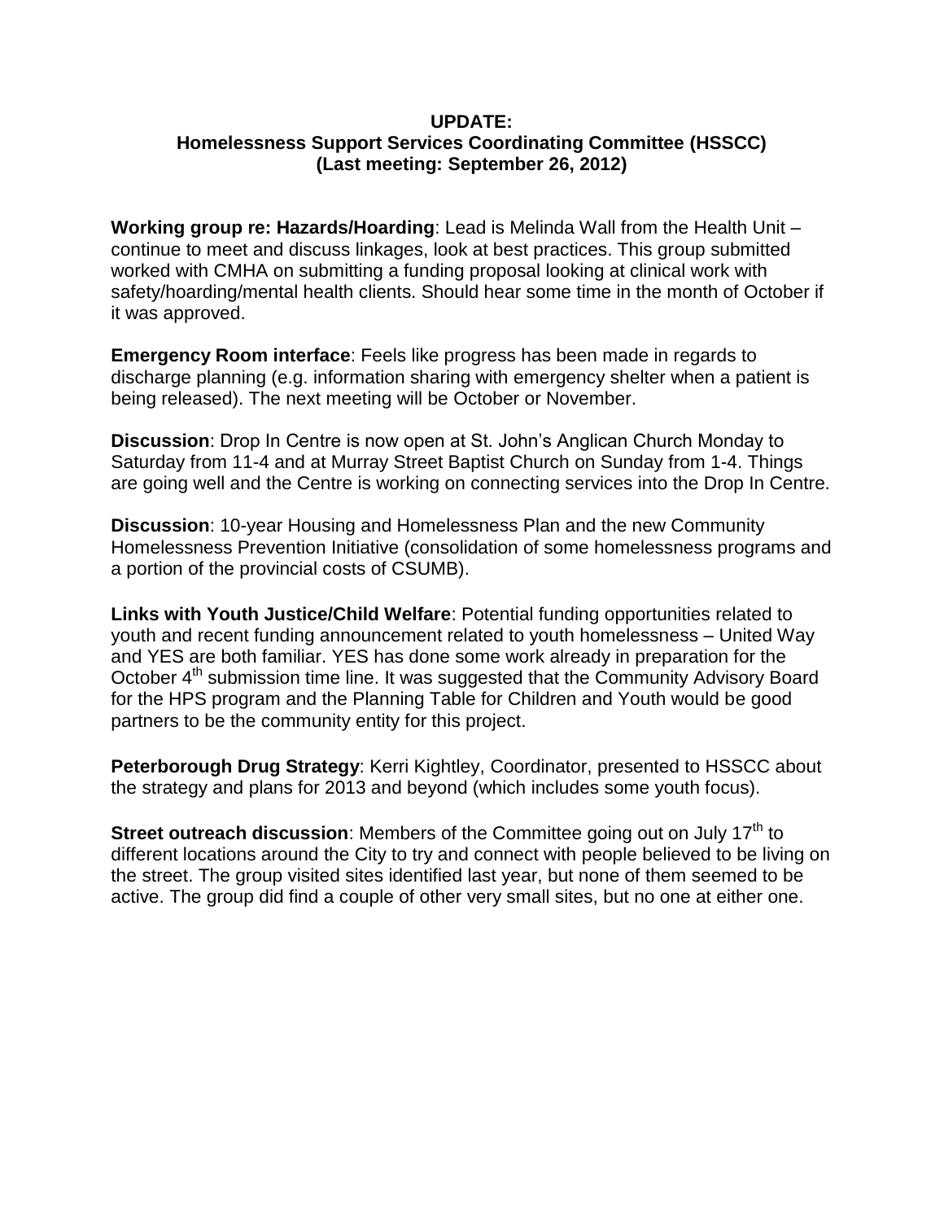**UPDATE:**
**Homelessness Support Services Coordinating Committee (HSSCC)**
**(Last meeting: September 26, 2012)**

**Working group re: Hazards/Hoarding**: Lead is Melinda Wall from the Health Unit – continue to meet and discuss linkages, look at best practices. This group submitted worked with CMHA on submitting a funding proposal looking at clinical work with safety/hoarding/mental health clients. Should hear some time in the month of October if it was approved.

**Emergency Room interface**: Feels like progress has been made in regards to discharge planning (e.g. information sharing with emergency shelter when a patient is being released). The next meeting will be October or November.

**Discussion**: Drop In Centre is now open at St. John's Anglican Church Monday to Saturday from 11-4 and at Murray Street Baptist Church on Sunday from 1-4. Things are going well and the Centre is working on connecting services into the Drop In Centre.

**Discussion**: 10-year Housing and Homelessness Plan and the new Community Homelessness Prevention Initiative (consolidation of some homelessness programs and a portion of the provincial costs of CSUMB).

**Links with Youth Justice/Child Welfare**: Potential funding opportunities related to youth and recent funding announcement related to youth homelessness – United Way and YES are both familiar. YES has done some work already in preparation for the October 4th submission time line. It was suggested that the Community Advisory Board for the HPS program and the Planning Table for Children and Youth would be good partners to be the community entity for this project.

**Peterborough Drug Strategy**: Kerri Kightley, Coordinator, presented to HSSCC about the strategy and plans for 2013 and beyond (which includes some youth focus).

**Street outreach discussion**: Members of the Committee going out on July 17th to different locations around the City to try and connect with people believed to be living on the street. The group visited sites identified last year, but none of them seemed to be active. The group did find a couple of other very small sites, but no one at either one.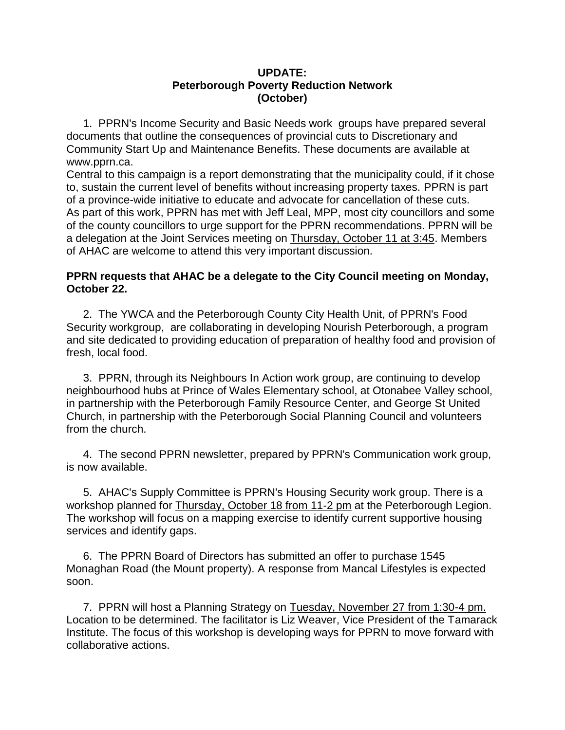**UPDATE:**
**Peterborough Poverty Reduction Network**
**(October)**

1. PPRN's Income Security and Basic Needs work groups have prepared several documents that outline the consequences of provincial cuts to Discretionary and Community Start Up and Maintenance Benefits. These documents are available at www.pprn.ca.

Central to this campaign is a report demonstrating that the municipality could, if it chose to, sustain the current level of benefits without increasing property taxes. PPRN is part of a province-wide initiative to educate and advocate for cancellation of these cuts. As part of this work, PPRN has met with Jeff Leal, MPP, most city councillors and some of the county councillors to urge support for the PPRN recommendations. PPRN will be a delegation at the Joint Services meeting on Thursday, October 11 at 3:45. Members of AHAC are welcome to attend this very important discussion.

**PPRN requests that AHAC be a delegate to the City Council meeting on Monday, October 22.**

2. The YWCA and the Peterborough County City Health Unit, of PPRN's Food Security workgroup, are collaborating in developing Nourish Peterborough, a program and site dedicated to providing education of preparation of healthy food and provision of fresh, local food.

3. PPRN, through its Neighbours In Action work group, are continuing to develop neighbourhood hubs at Prince of Wales Elementary school, at Otonabee Valley school, in partnership with the Peterborough Family Resource Center, and George St United Church, in partnership with the Peterborough Social Planning Council and volunteers from the church.

4. The second PPRN newsletter, prepared by PPRN's Communication work group, is now available.

5. AHAC's Supply Committee is PPRN's Housing Security work group. There is a workshop planned for Thursday, October 18 from 11-2 pm at the Peterborough Legion. The workshop will focus on a mapping exercise to identify current supportive housing services and identify gaps.

6. The PPRN Board of Directors has submitted an offer to purchase 1545 Monaghan Road (the Mount property). A response from Mancal Lifestyles is expected soon.

7. PPRN will host a Planning Strategy on Tuesday, November 27 from 1:30-4 pm. Location to be determined. The facilitator is Liz Weaver, Vice President of the Tamarack Institute. The focus of this workshop is developing ways for PPRN to move forward with collaborative actions.